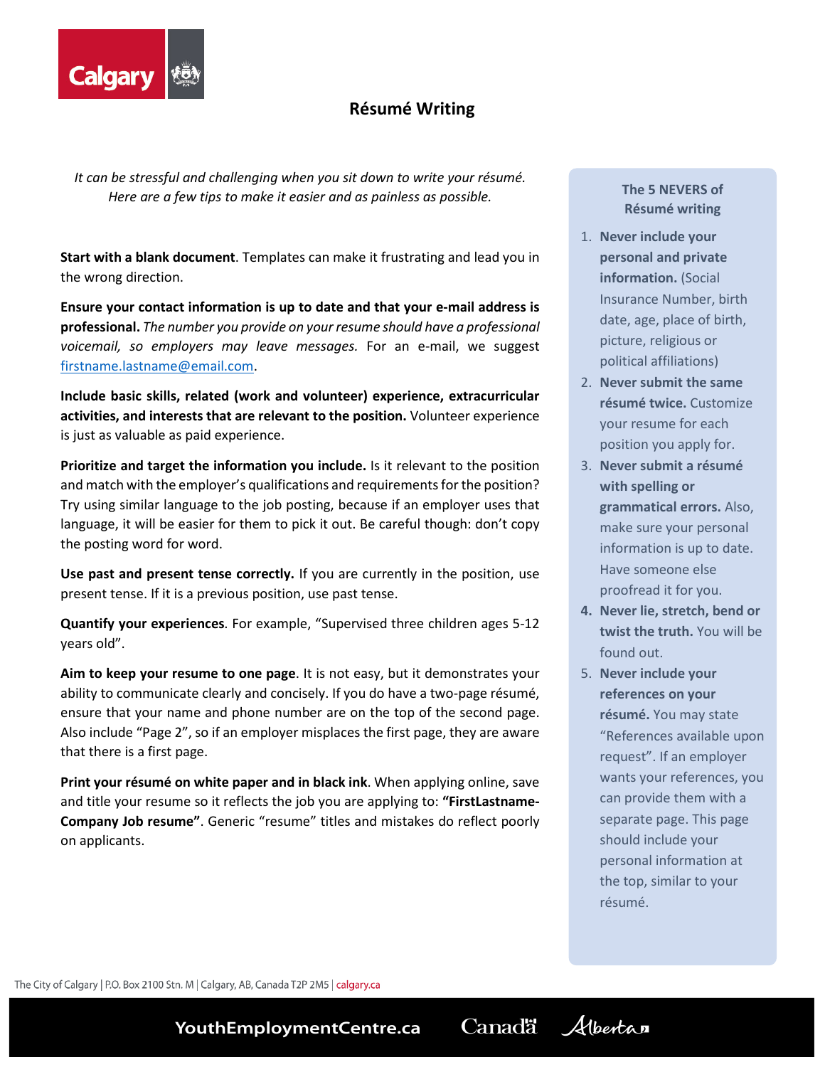# Résumé Writing

*It can be stressful and challenging when you sit down to write your résumé. Here are a few tips to make it easier and as painless as possible.*

**Start with a blank document**. Templates can make it frustrating and lead you in the wrong direction.

**Ensure your contact information is up to date and that your e-mail address is professional.** *The number you provide on your resume should have a professional voicemail, so employers may leave messages.* For an e-mail, we suggest firstname.lastname@email.com.

**Include basic skills, related (work and volunteer) experience, extracurricular activities, and interests that are relevant to the position.** Volunteer experience is just as valuable as paid experience.

**Prioritize and target the information you include.** Is it relevant to the position and match with the employer's qualifications and requirements for the position? Try using similar language to the job posting, because if an employer uses that language, it will be easier for them to pick it out. Be careful though: don't copy the posting word for word.

**Use past and present tense correctly.** If you are currently in the position, use present tense. If it is a previous position, use past tense.

**Quantify your experiences**. For example, "Supervised three children ages 5-12 years old".

**Aim to keep your resume to one page**. It is not easy, but it demonstrates your ability to communicate clearly and concisely. If you do have a two-page résumé, ensure that your name and phone number are on the top of the second page. Also include "Page 2", so if an employer misplaces the first page, they are aware that there is a first page.

**Print your résumé on white paper and in black ink**. When applying online, save and title your resume so it reflects the job you are applying to: **"FirstLastname-Company Job resume"**. Generic "resume" titles and mistakes do reflect poorly on applicants.

## The 5 NEVERS of Résumé writing

1. **Never include your personal and private information.** (Social Insurance Number, birth date, age, place of birth, picture, religious or political affiliations)
2. **Never submit the same résumé twice.** Customize your resume for each position you apply for.
3. **Never submit a résumé with spelling or grammatical errors.** Also, make sure your personal information is up to date. Have someone else proofread it for you.
4. **Never lie, stretch, bend or twist the truth.** You will be found out.
5. **Never include your references on your résumé.** You may state "References available upon request". If an employer wants your references, you can provide them with a separate page. This page should include your personal information at the top, similar to your résumé.

The City of Calgary | P.O. Box 2100 Stn. M | Calgary, AB, Canada T2P 2M5 | calgary.ca

YouthEmploymentCentre.ca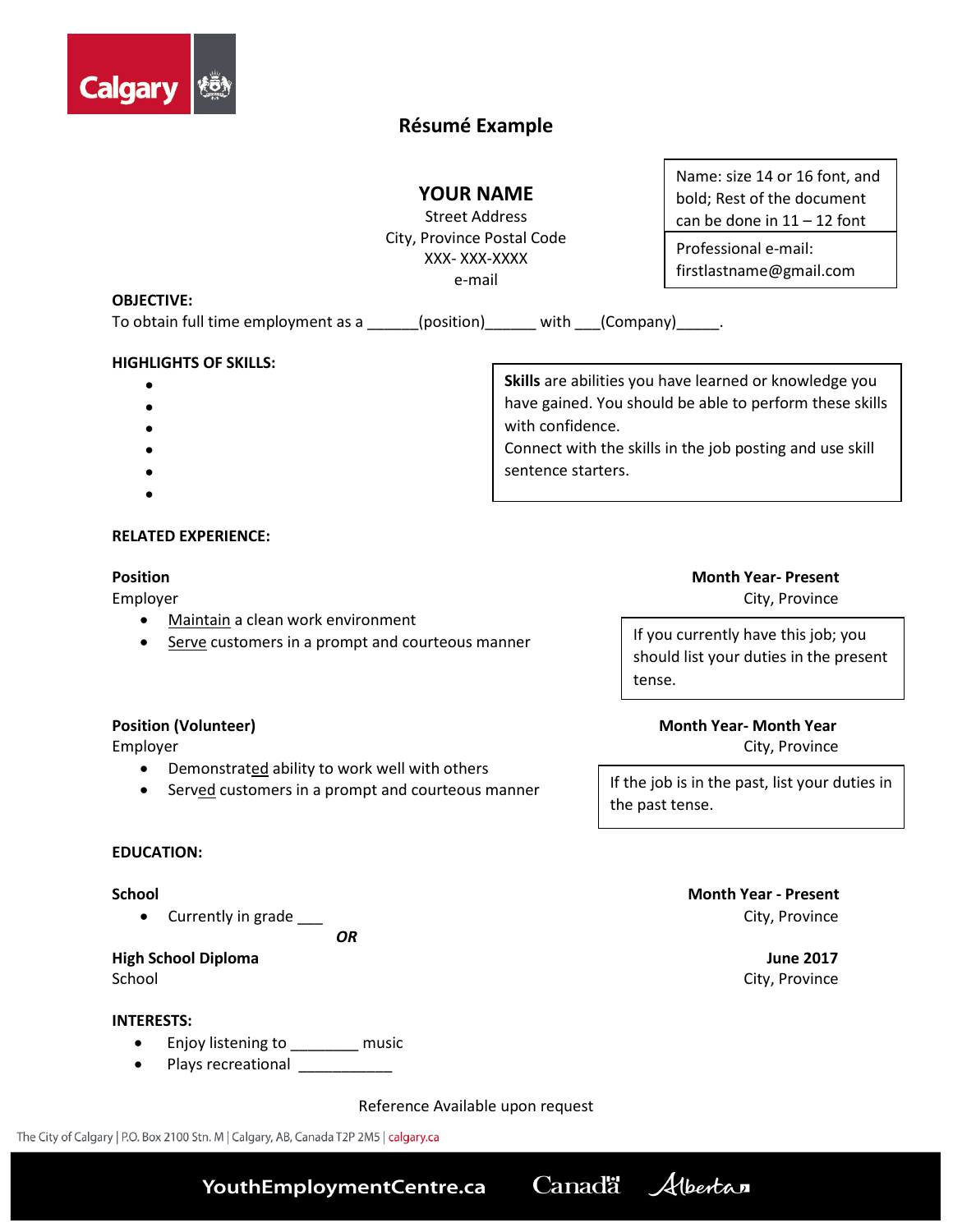# Résumé Example

**YOUR NAME**
Street Address
City, Province Postal Code
XXX- XXX-XXXX
e-mail

Name: size 14 or 16 font, and bold; Rest of the document can be done in 11 – 12 font

Professional e-mail: firstlastname@gmail.com

**OBJECTIVE:**
To obtain full time employment as a ______(position)______ with ___(Company)_____.

**HIGHLIGHTS OF SKILLS:**

- 
- 
- 
- 
- 
- 

**Skills** are abilities you have learned or knowledge you have gained. You should be able to perform these skills with confidence.
Connect with the skills in the job posting and use skill sentence starters.

**RELATED EXPERIENCE:**

**Position** — **Month Year- Present**
Employer — City, Province

- Maintain a clean work environment
- Serve customers in a prompt and courteous manner

If you currently have this job; you should list your duties in the present tense.

**Position (Volunteer)** — **Month Year- Month Year**
Employer — City, Province

- Demonstrated ability to work well with others
- Served customers in a prompt and courteous manner

If the job is in the past, list your duties in the past tense.

**EDUCATION:**

**School** — **Month Year - Present**
City, Province

- Currently in grade ___

*OR*

**High School Diploma** — **June 2017**
School — City, Province

**INTERESTS:**

- Enjoy listening to ________ music
- Plays recreational ___________

Reference Available upon request

The City of Calgary | P.O. Box 2100 Stn. M | Calgary, AB, Canada T2P 2M5 | calgary.ca

YouthEmploymentCentre.ca